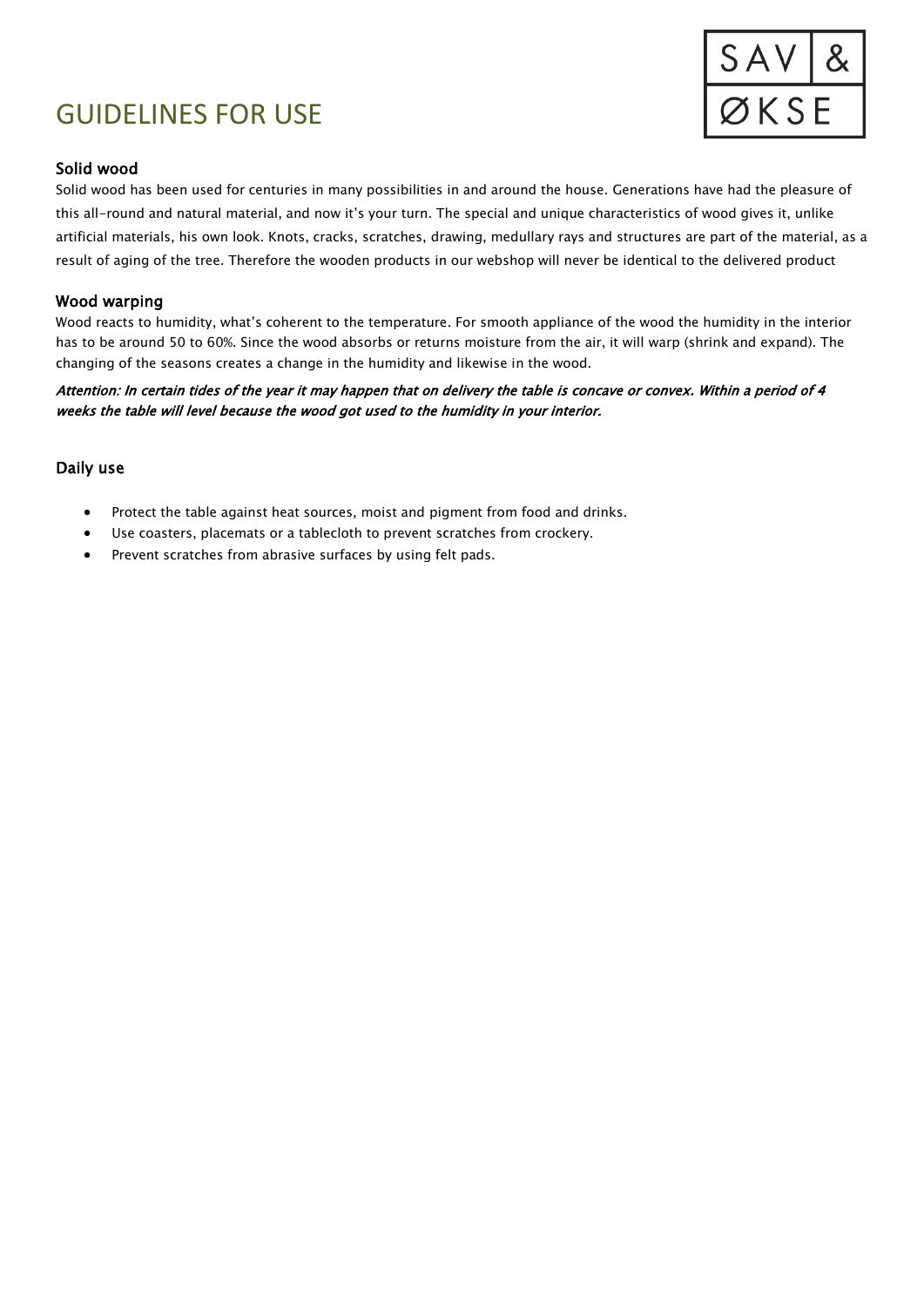# GUIDELINES FOR USE

SAV & ØKSE

### Solid wood

Solid wood has been used for centuries in many possibilities in and around the house. Generations have had the pleasure of this all-round and natural material, and now it's your turn. The special and unique characteristics of wood gives it, unlike artificial materials, his own look. Knots, cracks, scratches, drawing, medullary rays and structures are part of the material, as a result of aging of the tree. Therefore the wooden products in our webshop will never be identical to the delivered product

### Wood warping

Wood reacts to humidity, what's coherent to the temperature. For smooth appliance of the wood the humidity in the interior has to be around 50 to 60%. Since the wood absorbs or returns moisture from the air, it will warp (shrink and expand). The changing of the seasons creates a change in the humidity and likewise in the wood.

***Attention: In certain tides of the year it may happen that on delivery the table is concave or convex. Within a period of 4 weeks the table will level because the wood got used to the humidity in your interior.***

### Daily use

- Protect the table against heat sources, moist and pigment from food and drinks.
- Use coasters, placemats or a tablecloth to prevent scratches from crockery.
- Prevent scratches from abrasive surfaces by using felt pads.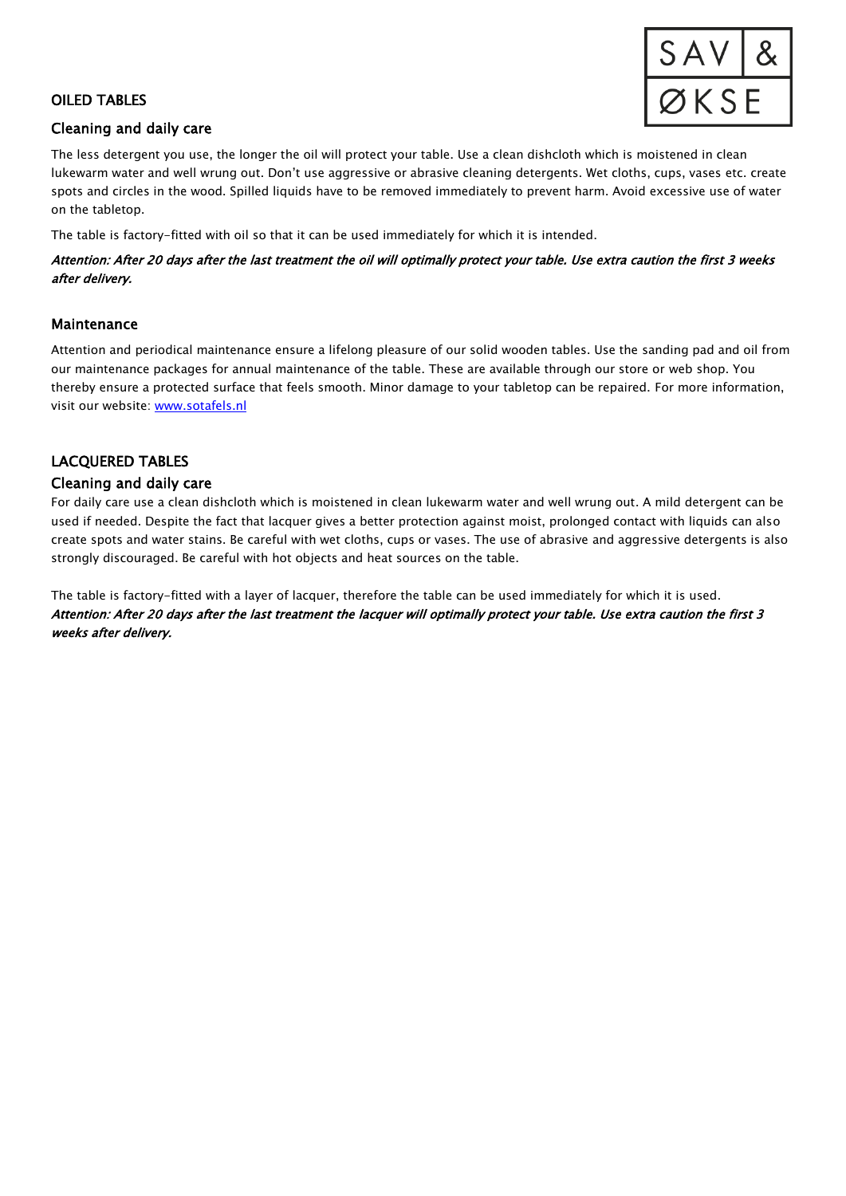SAV & ØKSE

## OILED TABLES

### Cleaning and daily care

The less detergent you use, the longer the oil will protect your table. Use a clean dishcloth which is moistened in clean lukewarm water and well wrung out. Don't use aggressive or abrasive cleaning detergents. Wet cloths, cups, vases etc. create spots and circles in the wood. Spilled liquids have to be removed immediately to prevent harm. Avoid excessive use of water on the tabletop.

The table is factory-fitted with oil so that it can be used immediately for which it is intended.

***Attention: After 20 days after the last treatment the oil will optimally protect your table. Use extra caution the first 3 weeks after delivery.***

### Maintenance

Attention and periodical maintenance ensure a lifelong pleasure of our solid wooden tables. Use the sanding pad and oil from our maintenance packages for annual maintenance of the table. These are available through our store or web shop. You thereby ensure a protected surface that feels smooth. Minor damage to your tabletop can be repaired. For more information, visit our website: [www.sotafels.nl](http://www.sotafels.nl)

## LACQUERED TABLES

### Cleaning and daily care

For daily care use a clean dishcloth which is moistened in clean lukewarm water and well wrung out. A mild detergent can be used if needed. Despite the fact that lacquer gives a better protection against moist, prolonged contact with liquids can also create spots and water stains. Be careful with wet cloths, cups or vases. The use of abrasive and aggressive detergents is also strongly discouraged. Be careful with hot objects and heat sources on the table.

The table is factory-fitted with a layer of lacquer, therefore the table can be used immediately for which it is used.
***Attention: After 20 days after the last treatment the lacquer will optimally protect your table. Use extra caution the first 3 weeks after delivery.***